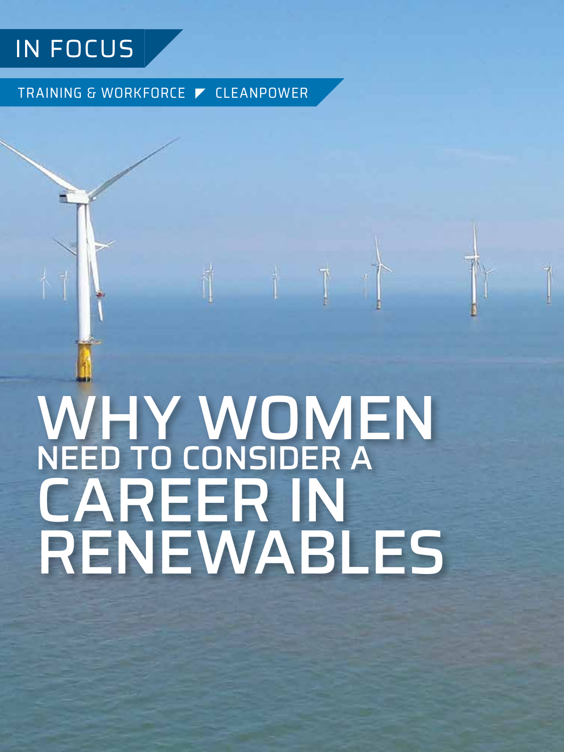IN FOCUS

TRAINING & WORKFORCE ◤ CLEANPOWER

# WHY WOMEN NEED TO CONSIDER A CAREER IN RENEWABLES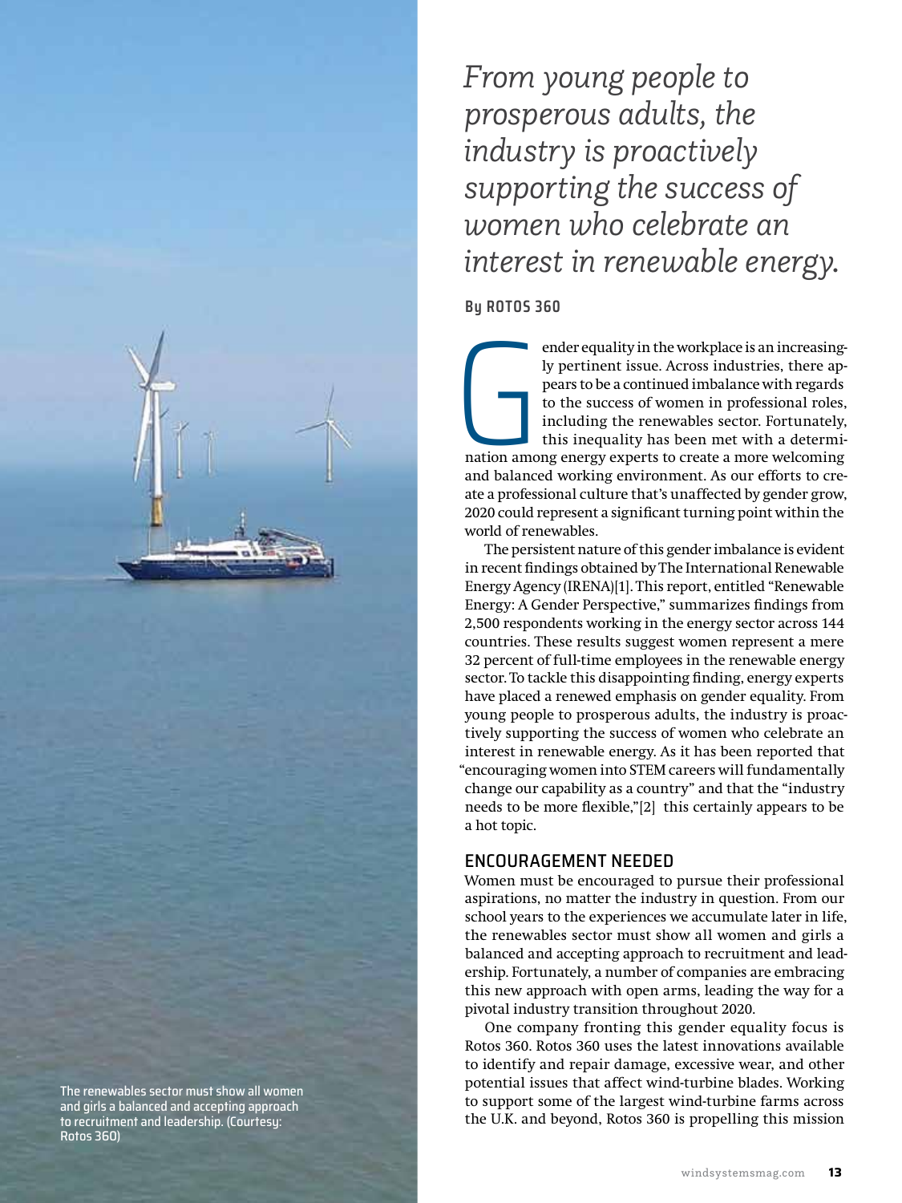*From young people to prosperous adults, the industry is proactively supporting the success of women who celebrate an interest in renewable energy.*

**By ROTOS 360**

Gender equality in the workplace is an increasingly pertinent issue. Across industries, there appears to be a continued imbalance with regards to the success of women in professional roles, including the renewables sector. Fortunately, this inequality has been met with a determination among energy experts to create a more welcoming and balanced working environment. As our efforts to create a professional culture that's unaffected by gender grow, 2020 could represent a significant turning point within the world of renewables.

The persistent nature of this gender imbalance is evident in recent findings obtained by The International Renewable Energy Agency (IRENA)[1]. This report, entitled "Renewable Energy: A Gender Perspective," summarizes findings from 2,500 respondents working in the energy sector across 144 countries. These results suggest women represent a mere 32 percent of full-time employees in the renewable energy sector. To tackle this disappointing finding, energy experts have placed a renewed emphasis on gender equality. From young people to prosperous adults, the industry is proactively supporting the success of women who celebrate an interest in renewable energy. As it has been reported that "encouraging women into STEM careers will fundamentally change our capability as a country" and that the "industry needs to be more flexible,"[2] this certainly appears to be a hot topic.

## ENCOURAGEMENT NEEDED

Women must be encouraged to pursue their professional aspirations, no matter the industry in question. From our school years to the experiences we accumulate later in life, the renewables sector must show all women and girls a balanced and accepting approach to recruitment and leadership. Fortunately, a number of companies are embracing this new approach with open arms, leading the way for a pivotal industry transition throughout 2020.

One company fronting this gender equality focus is Rotos 360. Rotos 360 uses the latest innovations available to identify and repair damage, excessive wear, and other potential issues that affect wind-turbine blades. Working to support some of the largest wind-turbine farms across the U.K. and beyond, Rotos 360 is propelling this mission

The renewables sector must show all women and girls a balanced and accepting approach to recruitment and leadership. (Courtesy: Rotos 360)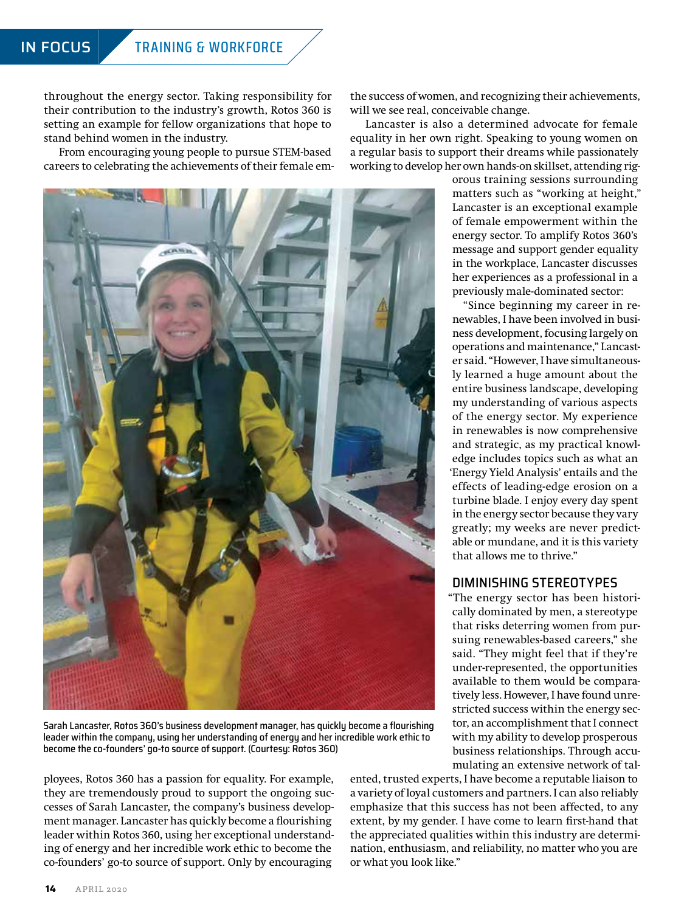throughout the energy sector. Taking responsibility for their contribution to the industry's growth, Rotos 360 is setting an example for fellow organizations that hope to stand behind women in the industry.

From encouraging young people to pursue STEM-based careers to celebrating the achievements of their female employees, Rotos 360 has a passion for equality. For example, they are tremendously proud to support the ongoing successes of Sarah Lancaster, the company's business development manager. Lancaster has quickly become a flourishing leader within Rotos 360, using her exceptional understanding of energy and her incredible work ethic to become the co-founders' go-to source of support. Only by encouraging the success of women, and recognizing their achievements, will we see real, conceivable change.

Sarah Lancaster, Rotos 360's business development manager, has quickly become a flourishing leader within the company, using her understanding of energy and her incredible work ethic to become the co-founders' go-to source of support. (Courtesy: Rotos 360)

Lancaster is also a determined advocate for female equality in her own right. Speaking to young women on a regular basis to support their dreams while passionately working to develop her own hands-on skillset, attending rigorous training sessions surrounding matters such as "working at height," Lancaster is an exceptional example of female empowerment within the energy sector. To amplify Rotos 360's message and support gender equality in the workplace, Lancaster discusses her experiences as a professional in a previously male-dominated sector:

"Since beginning my career in renewables, I have been involved in business development, focusing largely on operations and maintenance," Lancaster said. "However, I have simultaneously learned a huge amount about the entire business landscape, developing my understanding of various aspects of the energy sector. My experience in renewables is now comprehensive and strategic, as my practical knowledge includes topics such as what an 'Energy Yield Analysis' entails and the effects of leading-edge erosion on a turbine blade. I enjoy every day spent in the energy sector because they vary greatly; my weeks are never predictable or mundane, and it is this variety that allows me to thrive."

## DIMINISHING STEREOTYPES

"The energy sector has been historically dominated by men, a stereotype that risks deterring women from pursuing renewables-based careers," she said. "They might feel that if they're under-represented, the opportunities available to them would be comparatively less. However, I have found unrestricted success within the energy sector, an accomplishment that I connect with my ability to develop prosperous business relationships. Through accumulating an extensive network of talented, trusted experts, I have become a reputable liaison to a variety of loyal customers and partners. I can also reliably emphasize that this success has not been affected, to any extent, by my gender. I have come to learn first-hand that the appreciated qualities within this industry are determination, enthusiasm, and reliability, no matter who you are or what you look like."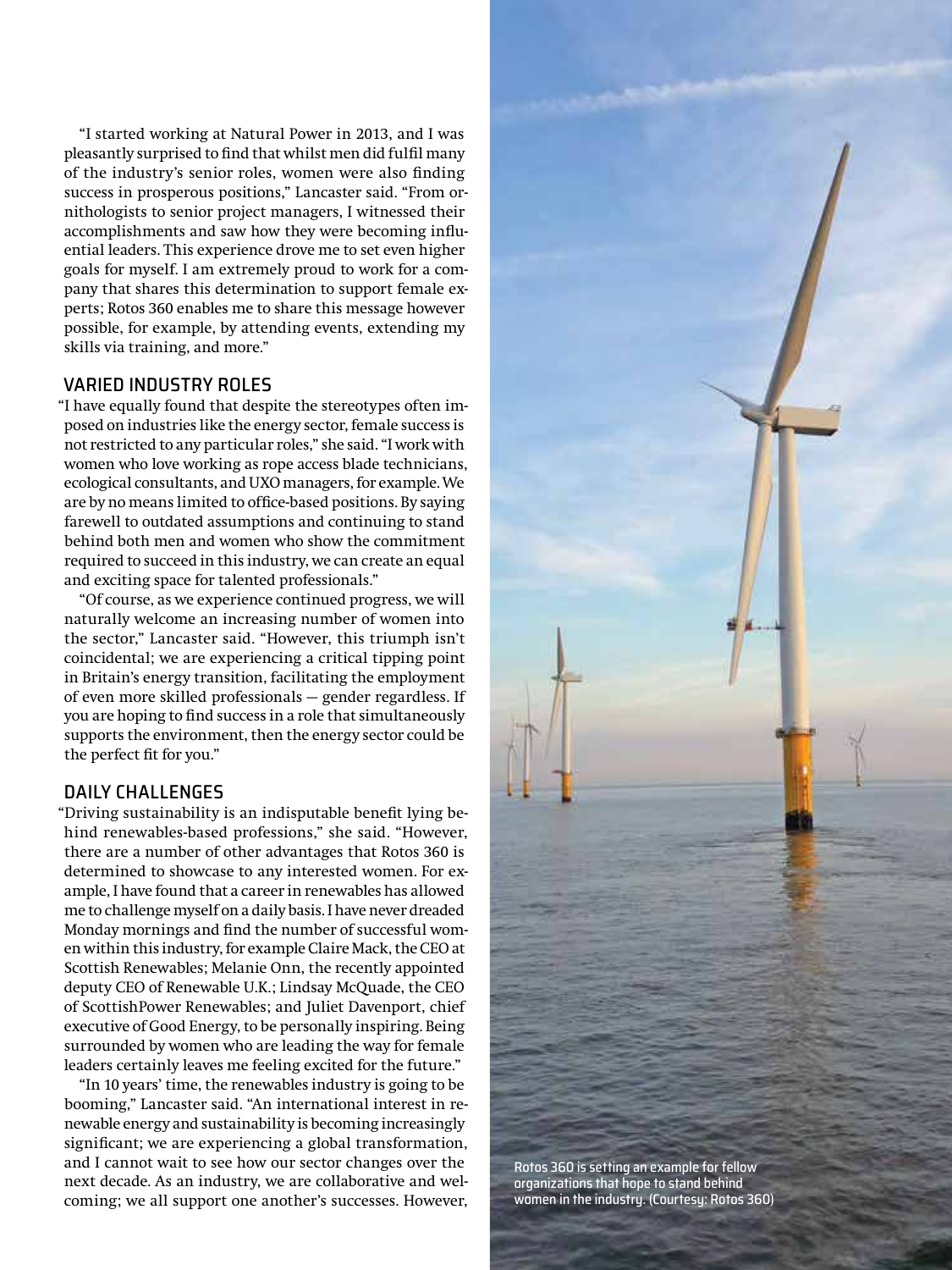"I started working at Natural Power in 2013, and I was pleasantly surprised to find that whilst men did fulfil many of the industry's senior roles, women were also finding success in prosperous positions," Lancaster said. "From ornithologists to senior project managers, I witnessed their accomplishments and saw how they were becoming influential leaders. This experience drove me to set even higher goals for myself. I am extremely proud to work for a company that shares this determination to support female experts; Rotos 360 enables me to share this message however possible, for example, by attending events, extending my skills via training, and more."

## VARIED INDUSTRY ROLES

"I have equally found that despite the stereotypes often imposed on industries like the energy sector, female success is not restricted to any particular roles," she said. "I work with women who love working as rope access blade technicians, ecological consultants, and UXO managers, for example. We are by no means limited to office-based positions. By saying farewell to outdated assumptions and continuing to stand behind both men and women who show the commitment required to succeed in this industry, we can create an equal and exciting space for talented professionals."

"Of course, as we experience continued progress, we will naturally welcome an increasing number of women into the sector," Lancaster said. "However, this triumph isn't coincidental; we are experiencing a critical tipping point in Britain's energy transition, facilitating the employment of even more skilled professionals — gender regardless. If you are hoping to find success in a role that simultaneously supports the environment, then the energy sector could be the perfect fit for you."

## DAILY CHALLENGES

"Driving sustainability is an indisputable benefit lying behind renewables-based professions," she said. "However, there are a number of other advantages that Rotos 360 is determined to showcase to any interested women. For example, I have found that a career in renewables has allowed me to challenge myself on a daily basis. I have never dreaded Monday mornings and find the number of successful women within this industry, for example Claire Mack, the CEO at Scottish Renewables; Melanie Onn, the recently appointed deputy CEO of Renewable U.K.; Lindsay McQuade, the CEO of ScottishPower Renewables; and Juliet Davenport, chief executive of Good Energy, to be personally inspiring. Being surrounded by women who are leading the way for female leaders certainly leaves me feeling excited for the future."

"In 10 years' time, the renewables industry is going to be booming," Lancaster said. "An international interest in renewable energy and sustainability is becoming increasingly significant; we are experiencing a global transformation, and I cannot wait to see how our sector changes over the next decade. As an industry, we are collaborative and welcoming; we all support one another's successes. However,

Rotos 360 is setting an example for fellow organizations that hope to stand behind women in the industry. (Courtesy: Rotos 360)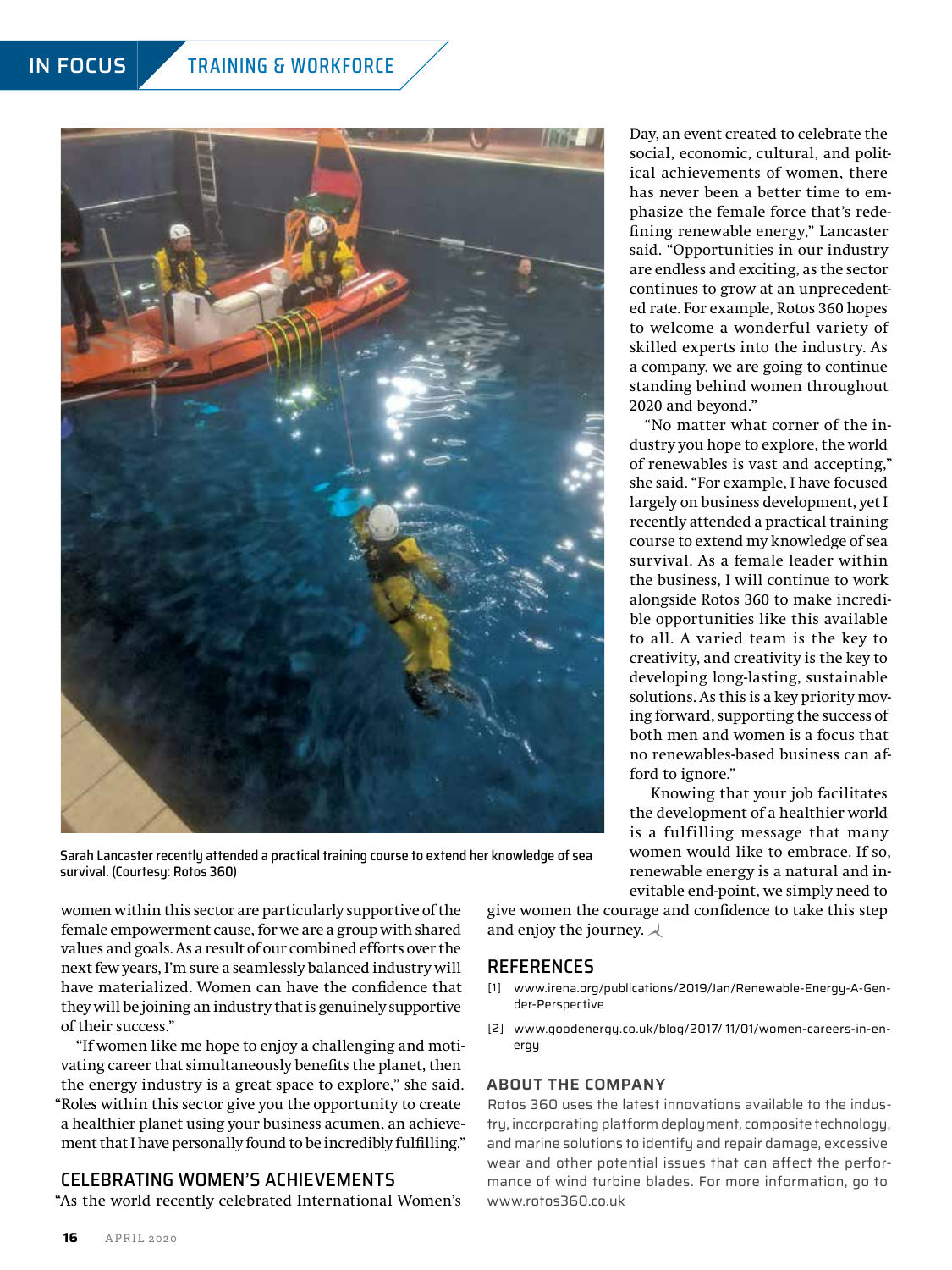Sarah Lancaster recently attended a practical training course to extend her knowledge of sea survival. (Courtesy: Rotos 360)

women within this sector are particularly supportive of the female empowerment cause, for we are a group with shared values and goals. As a result of our combined efforts over the next few years, I'm sure a seamlessly balanced industry will have materialized. Women can have the confidence that they will be joining an industry that is genuinely supportive of their success."

"If women like me hope to enjoy a challenging and motivating career that simultaneously benefits the planet, then the energy industry is a great space to explore," she said. "Roles within this sector give you the opportunity to create a healthier planet using your business acumen, an achievement that I have personally found to be incredibly fulfilling."

## CELEBRATING WOMEN'S ACHIEVEMENTS

"As the world recently celebrated International Women's Day, an event created to celebrate the social, economic, cultural, and political achievements of women, there has never been a better time to emphasize the female force that's redefining renewable energy," Lancaster said. "Opportunities in our industry are endless and exciting, as the sector continues to grow at an unprecedented rate. For example, Rotos 360 hopes to welcome a wonderful variety of skilled experts into the industry. As a company, we are going to continue standing behind women throughout 2020 and beyond."

"No matter what corner of the industry you hope to explore, the world of renewables is vast and accepting," she said. "For example, I have focused largely on business development, yet I recently attended a practical training course to extend my knowledge of sea survival. As a female leader within the business, I will continue to work alongside Rotos 360 to make incredible opportunities like this available to all. A varied team is the key to creativity, and creativity is the key to developing long-lasting, sustainable solutions. As this is a key priority moving forward, supporting the success of both men and women is a focus that no renewables-based business can afford to ignore."

Knowing that your job facilitates the development of a healthier world is a fulfilling message that many women would like to embrace. If so, renewable energy is a natural and inevitable end-point, we simply need to give women the courage and confidence to take this step and enjoy the journey.

## REFERENCES

[1] www.irena.org/publications/2019/Jan/Renewable-Energy-A-Gender-Perspective

[2] www.goodenergy.co.uk/blog/2017/ 11/01/women-careers-in-energy

### ABOUT THE COMPANY

Rotos 360 uses the latest innovations available to the industry, incorporating platform deployment, composite technology, and marine solutions to identify and repair damage, excessive wear and other potential issues that can affect the performance of wind turbine blades. For more information, go to www.rotos360.co.uk